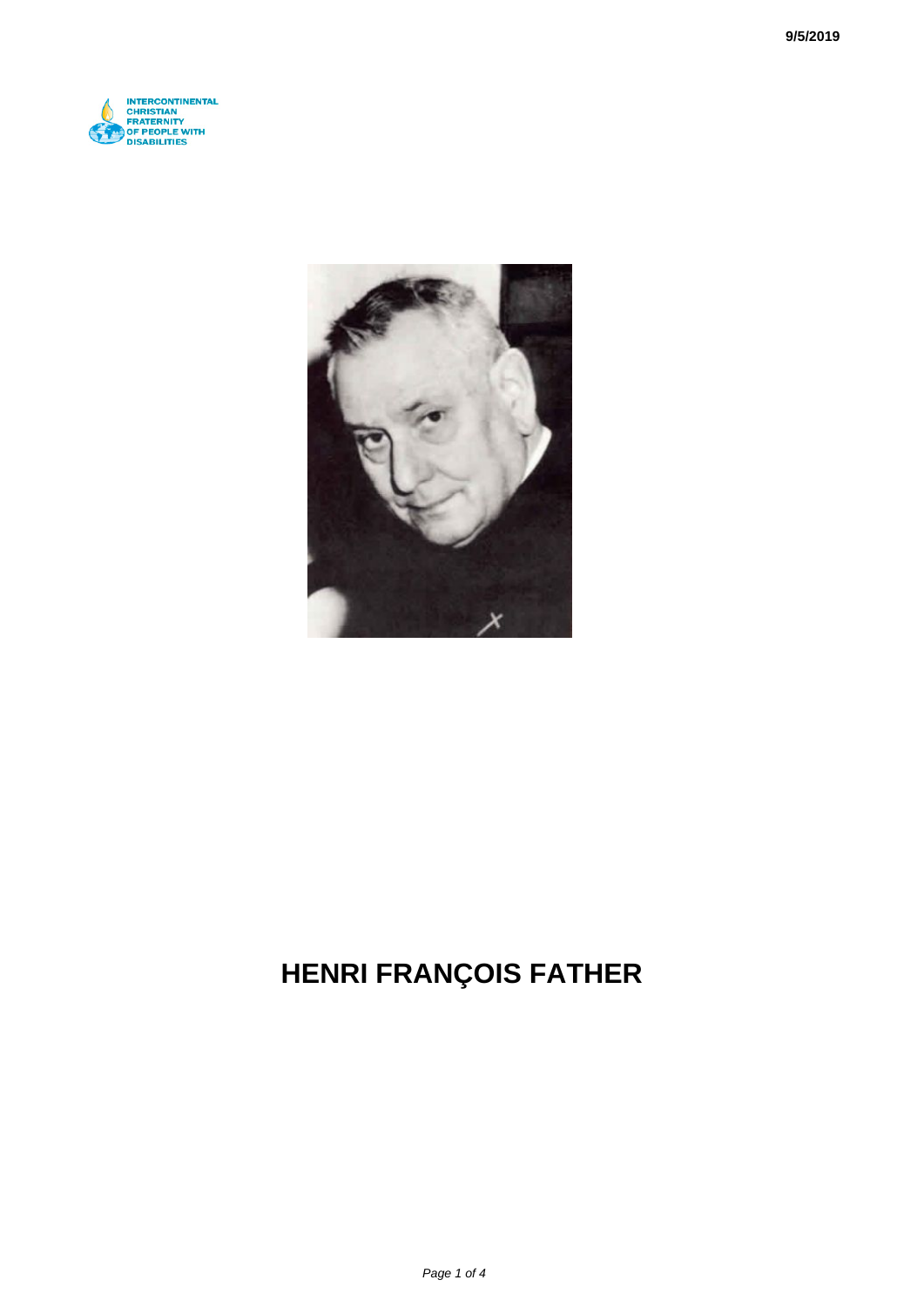# HENRI FRANÇOIS FATHER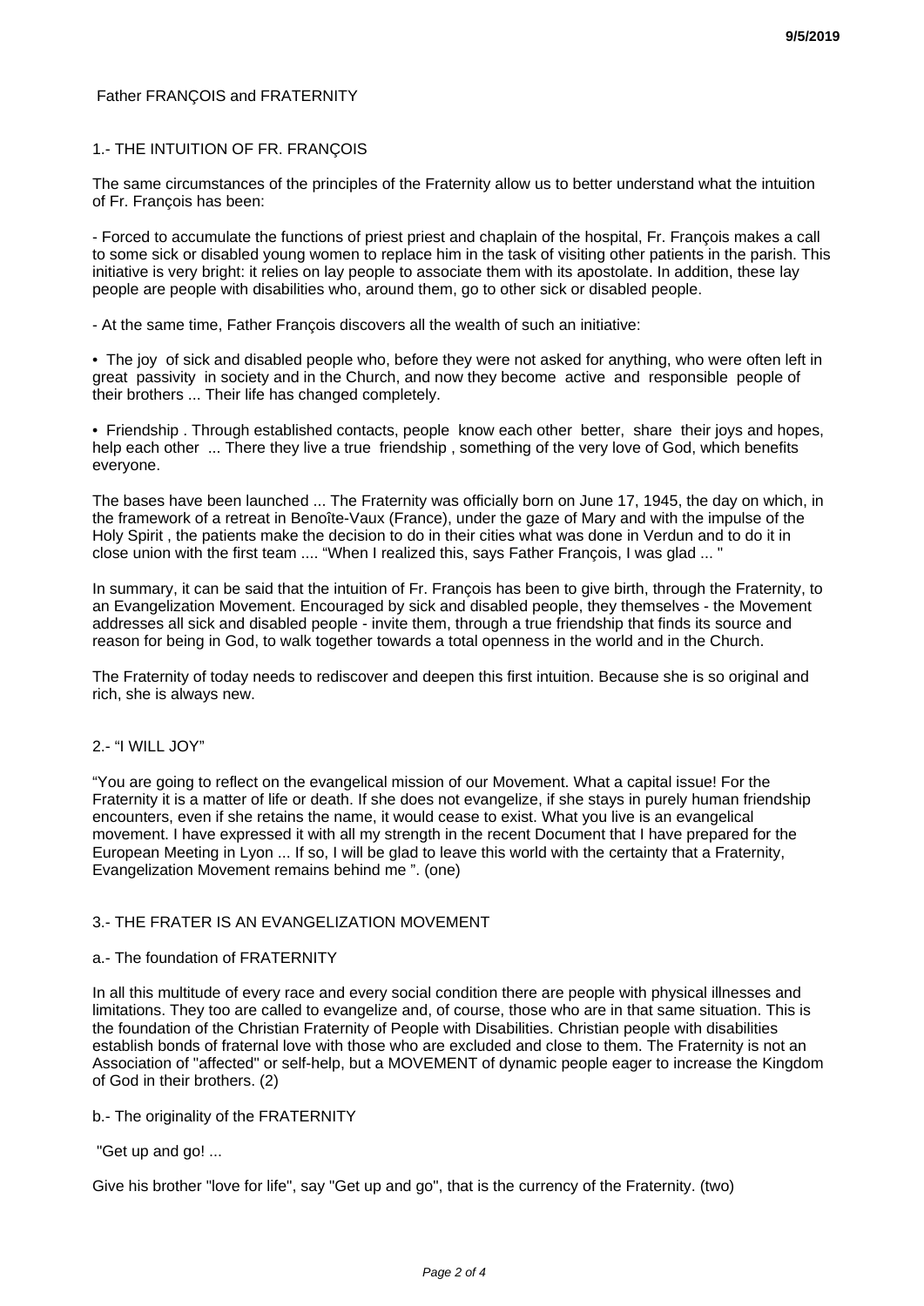Father FRANÇOIS and FRATERNITY

## 1.- THE INTUITION OF FR. FRANÇOIS

The same circumstances of the principles of the Fraternity allow us to better understand what the intuition of Fr. François has been:

- Forced to accumulate the functions of priest priest and chaplain of the hospital, Fr. François makes a call to some sick or disabled young women to replace him in the task of visiting other patients in the parish. This initiative is very bright: it relies on lay people to associate them with its apostolate. In addition, these lay people are people with disabilities who, around them, go to other sick or disabled people.

- At the same time, Father François discovers all the wealth of such an initiative:

• The joy of sick and disabled people who, before they were not asked for anything, who were often left in great passivity in society and in the Church, and now they become active and responsible people of their brothers ... Their life has changed completely.

• Friendship . Through established contacts, people know each other better, share their joys and hopes, help each other ... There they live a true friendship , something of the very love of God, which benefits everyone.

The bases have been launched ... The Fraternity was officially born on June 17, 1945, the day on which, in the framework of a retreat in Benoîte-Vaux (France), under the gaze of Mary and with the impulse of the Holy Spirit , the patients make the decision to do in their cities what was done in Verdun and to do it in close union with the first team .... "When I realized this, says Father François, I was glad ... "

In summary, it can be said that the intuition of Fr. François has been to give birth, through the Fraternity, to an Evangelization Movement. Encouraged by sick and disabled people, they themselves - the Movement addresses all sick and disabled people - invite them, through a true friendship that finds its source and reason for being in God, to walk together towards a total openness in the world and in the Church.

The Fraternity of today needs to rediscover and deepen this first intuition. Because she is so original and rich, she is always new.

## 2.- "I WILL JOY"

"You are going to reflect on the evangelical mission of our Movement. What a capital issue! For the Fraternity it is a matter of life or death. If she does not evangelize, if she stays in purely human friendship encounters, even if she retains the name, it would cease to exist. What you live is an evangelical movement. I have expressed it with all my strength in the recent Document that I have prepared for the European Meeting in Lyon ... If so, I will be glad to leave this world with the certainty that a Fraternity, Evangelization Movement remains behind me ". (one)

## 3.- THE FRATER IS AN EVANGELIZATION MOVEMENT

### a.- The foundation of FRATERNITY

In all this multitude of every race and every social condition there are people with physical illnesses and limitations. They too are called to evangelize and, of course, those who are in that same situation. This is the foundation of the Christian Fraternity of People with Disabilities. Christian people with disabilities establish bonds of fraternal love with those who are excluded and close to them. The Fraternity is not an Association of "affected" or self-help, but a MOVEMENT of dynamic people eager to increase the Kingdom of God in their brothers. (2)

### b.- The originality of the FRATERNITY

"Get up and go! ...

Give his brother "love for life", say "Get up and go", that is the currency of the Fraternity. (two)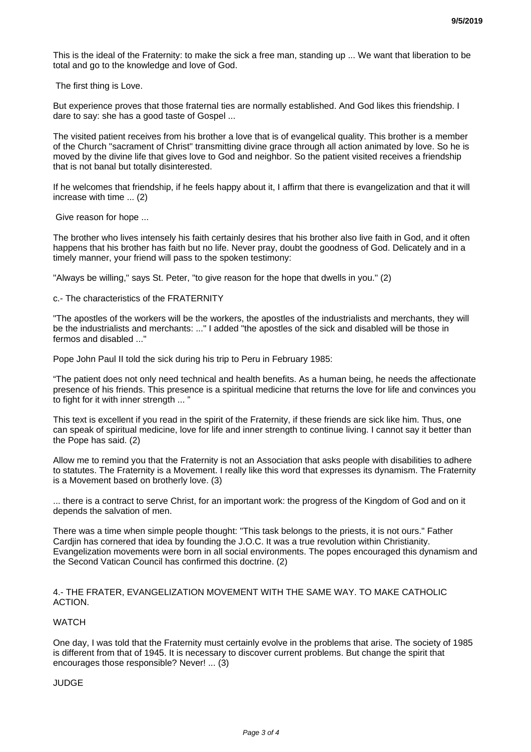This is the ideal of the Fraternity: to make the sick a free man, standing up ... We want that liberation to be total and go to the knowledge and love of God.

The first thing is Love.

But experience proves that those fraternal ties are normally established. And God likes this friendship. I dare to say: she has a good taste of Gospel ...

The visited patient receives from his brother a love that is of evangelical quality. This brother is a member of the Church "sacrament of Christ" transmitting divine grace through all action animated by love. So he is moved by the divine life that gives love to God and neighbor. So the patient visited receives a friendship that is not banal but totally disinterested.

If he welcomes that friendship, if he feels happy about it, I affirm that there is evangelization and that it will increase with time ... (2)

Give reason for hope ...

The brother who lives intensely his faith certainly desires that his brother also live faith in God, and it often happens that his brother has faith but no life. Never pray, doubt the goodness of God. Delicately and in a timely manner, your friend will pass to the spoken testimony:

"Always be willing," says St. Peter, "to give reason for the hope that dwells in you." (2)

c.- The characteristics of the FRATERNITY

"The apostles of the workers will be the workers, the apostles of the industrialists and merchants, they will be the industrialists and merchants: ..." I added "the apostles of the sick and disabled will be those in fermos and disabled ..."

Pope John Paul II told the sick during his trip to Peru in February 1985:

“The patient does not only need technical and health benefits. As a human being, he needs the affectionate presence of his friends. This presence is a spiritual medicine that returns the love for life and convinces you to fight for it with inner strength ... ”

This text is excellent if you read in the spirit of the Fraternity, if these friends are sick like him. Thus, one can speak of spiritual medicine, love for life and inner strength to continue living. I cannot say it better than the Pope has said. (2)

Allow me to remind you that the Fraternity is not an Association that asks people with disabilities to adhere to statutes. The Fraternity is a Movement. I really like this word that expresses its dynamism. The Fraternity is a Movement based on brotherly love. (3)

... there is a contract to serve Christ, for an important work: the progress of the Kingdom of God and on it depends the salvation of men.

There was a time when simple people thought: "This task belongs to the priests, it is not ours." Father Cardjin has cornered that idea by founding the J.O.C. It was a true revolution within Christianity. Evangelization movements were born in all social environments. The popes encouraged this dynamism and the Second Vatican Council has confirmed this doctrine. (2)

## 4.- THE FRATER, EVANGELIZATION MOVEMENT WITH THE SAME WAY. TO MAKE CATHOLIC ACTION.

### WATCH

One day, I was told that the Fraternity must certainly evolve in the problems that arise. The society of 1985 is different from that of 1945. It is necessary to discover current problems. But change the spirit that encourages those responsible? Never! ... (3)

### JUDGE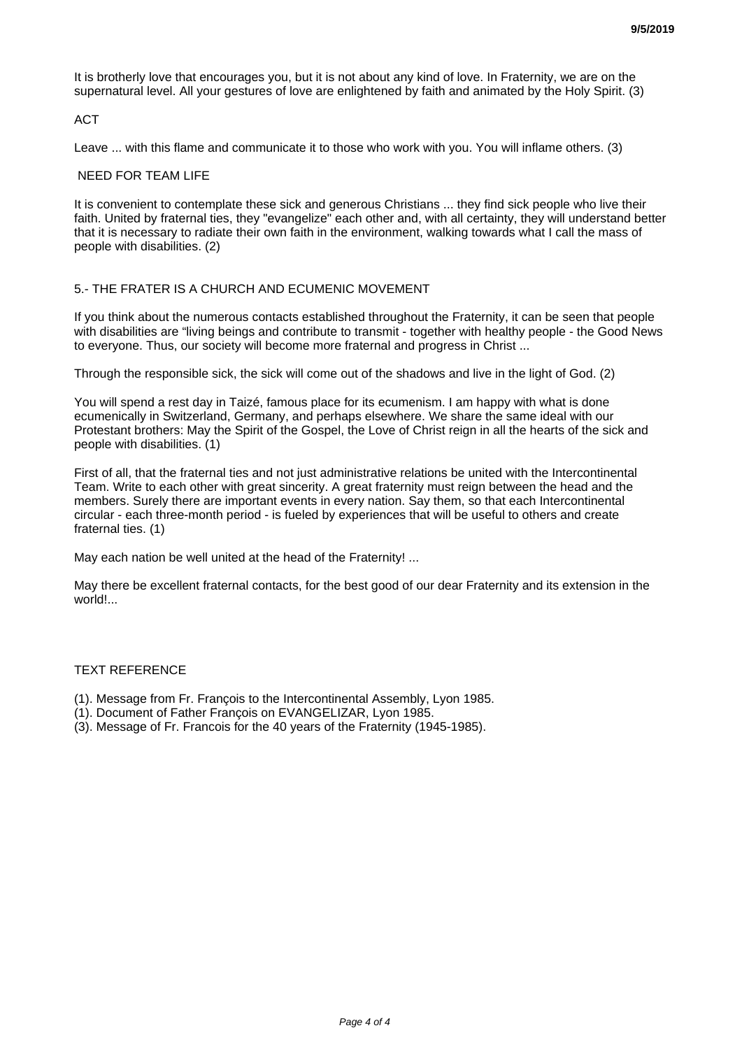It is brotherly love that encourages you, but it is not about any kind of love. In Fraternity, we are on the supernatural level. All your gestures of love are enlightened by faith and animated by the Holy Spirit. (3)

ACT

Leave ... with this flame and communicate it to those who work with you. You will inflame others. (3)

NEED FOR TEAM LIFE

It is convenient to contemplate these sick and generous Christians ... they find sick people who live their faith. United by fraternal ties, they "evangelize" each other and, with all certainty, they will understand better that it is necessary to radiate their own faith in the environment, walking towards what I call the mass of people with disabilities. (2)

## 5.- THE FRATER IS A CHURCH AND ECUMENIC MOVEMENT

If you think about the numerous contacts established throughout the Fraternity, it can be seen that people with disabilities are "living beings and contribute to transmit - together with healthy people - the Good News to everyone. Thus, our society will become more fraternal and progress in Christ ...

Through the responsible sick, the sick will come out of the shadows and live in the light of God. (2)

You will spend a rest day in Taizé, famous place for its ecumenism. I am happy with what is done ecumenically in Switzerland, Germany, and perhaps elsewhere. We share the same ideal with our Protestant brothers: May the Spirit of the Gospel, the Love of Christ reign in all the hearts of the sick and people with disabilities. (1)

First of all, that the fraternal ties and not just administrative relations be united with the Intercontinental Team. Write to each other with great sincerity. A great fraternity must reign between the head and the members. Surely there are important events in every nation. Say them, so that each Intercontinental circular - each three-month period - is fueled by experiences that will be useful to others and create fraternal ties. (1)

May each nation be well united at the head of the Fraternity! ...

May there be excellent fraternal contacts, for the best good of our dear Fraternity and its extension in the world!...

TEXT REFERENCE

(1). Message from Fr. François to the Intercontinental Assembly, Lyon 1985.
(1). Document of Father François on EVANGELIZAR, Lyon 1985.
(3). Message of Fr. Francois for the 40 years of the Fraternity (1945-1985).